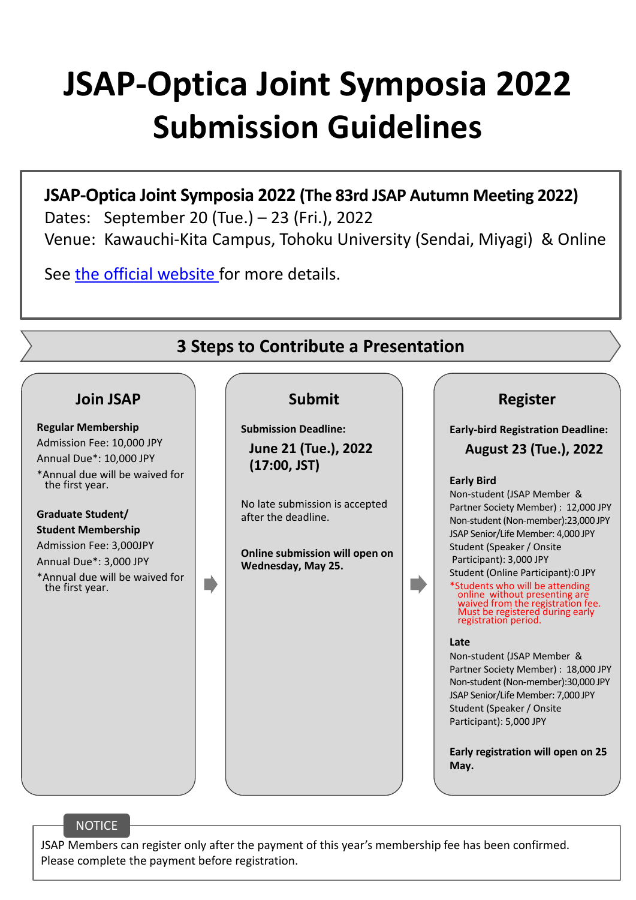# JSAP-Optica Joint Symposia 2022 Submission Guidelines

**JSAP-Optica Joint Symposia 2022 (The 83rd JSAP Autumn Meeting 2022)**
Dates: September 20 (Tue.) – 23 (Fri.), 2022
Venue: Kawauchi-Kita Campus, Tohoku University (Sendai, Miyagi) & Online

See the official website for more details.

## 3 Steps to Contribute a Presentation

### Join JSAP

**Regular Membership**
Admission Fee: 10,000 JPY
Annual Due*: 10,000 JPY
*Annual due will be waived for the first year.

**Graduate Student/ Student Membership**
Admission Fee: 3,000JPY
Annual Due*: 3,000 JPY
*Annual due will be waived for the first year.

### Submit

**Submission Deadline:**

**June 21 (Tue.), 2022 (17:00, JST)**

No late submission is accepted after the deadline.

**Online submission will open on Wednesday, May 25.**

### Register

**Early-bird Registration Deadline:**

**August 23 (Tue.), 2022**

**Early Bird**
Non-student (JSAP Member & Partner Society Member) : 12,000 JPY
Non-student (Non-member):23,000 JPY
JSAP Senior/Life Member: 4,000 JPY
Student (Speaker / Onsite Participant): 3,000 JPY
Student (Online Participant):0 JPY
*Students who will be attending online without presenting are waived from the registration fee. Must be registered during early registration period.

**Late**
Non-student (JSAP Member & Partner Society Member) : 18,000 JPY
Non-student (Non-member):30,000 JPY
JSAP Senior/Life Member: 7,000 JPY
Student (Speaker / Onsite Participant): 5,000 JPY

**Early registration will open on 25 May.**

**NOTICE**

JSAP Members can register only after the payment of this year's membership fee has been confirmed. Please complete the payment before registration.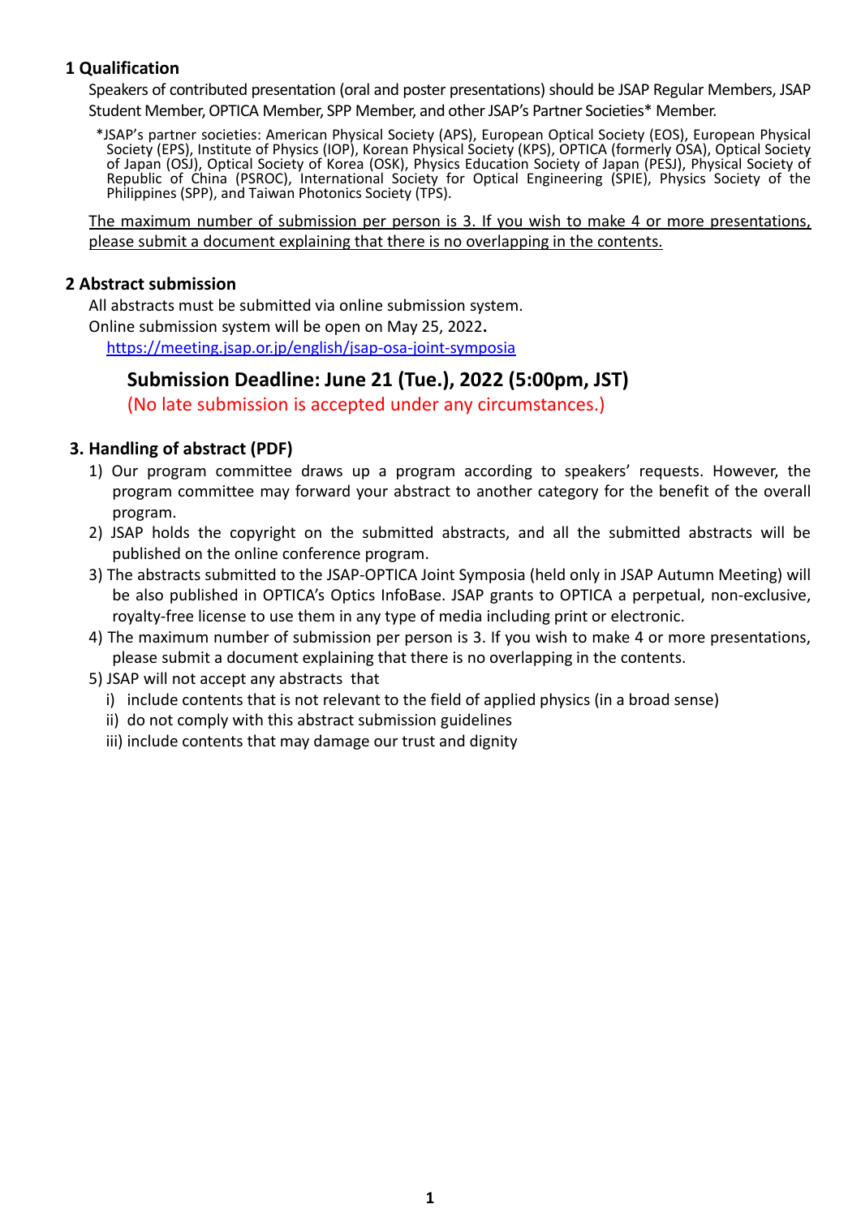## 1 Qualification

Speakers of contributed presentation (oral and poster presentations) should be JSAP Regular Members, JSAP Student Member, OPTICA Member, SPP Member, and other JSAP's Partner Societies* Member.

*JSAP's partner societies: American Physical Society (APS), European Optical Society (EOS), European Physical Society (EPS), Institute of Physics (IOP), Korean Physical Society (KPS), OPTICA (formerly OSA), Optical Society of Japan (OSJ), Optical Society of Korea (OSK), Physics Education Society of Japan (PESJ), Physical Society of Republic of China (PSROC), International Society for Optical Engineering (SPIE), Physics Society of the Philippines (SPP), and Taiwan Photonics Society (TPS).

<u>The maximum number of submission per person is 3. If you wish to make 4 or more presentations, please submit a document explaining that there is no overlapping in the contents.</u>

## 2 Abstract submission

All abstracts must be submitted via online submission system.
Online submission system will be open on May 25, 2022.
https://meeting.jsap.or.jp/english/jsap-osa-joint-symposia

**Submission Deadline: June 21 (Tue.), 2022 (5:00pm, JST)**
(No late submission is accepted under any circumstances.)

## 3. Handling of abstract (PDF)

1) Our program committee draws up a program according to speakers' requests. However, the program committee may forward your abstract to another category for the benefit of the overall program.
2) JSAP holds the copyright on the submitted abstracts, and all the submitted abstracts will be published on the online conference program.
3) The abstracts submitted to the JSAP-OPTICA Joint Symposia (held only in JSAP Autumn Meeting) will be also published in OPTICA's Optics InfoBase. JSAP grants to OPTICA a perpetual, non-exclusive, royalty-free license to use them in any type of media including print or electronic.
4) The maximum number of submission per person is 3. If you wish to make 4 or more presentations, please submit a document explaining that there is no overlapping in the contents.
5) JSAP will not accept any abstracts that
   i) include contents that is not relevant to the field of applied physics (in a broad sense)
   ii) do not comply with this abstract submission guidelines
   iii) include contents that may damage our trust and dignity